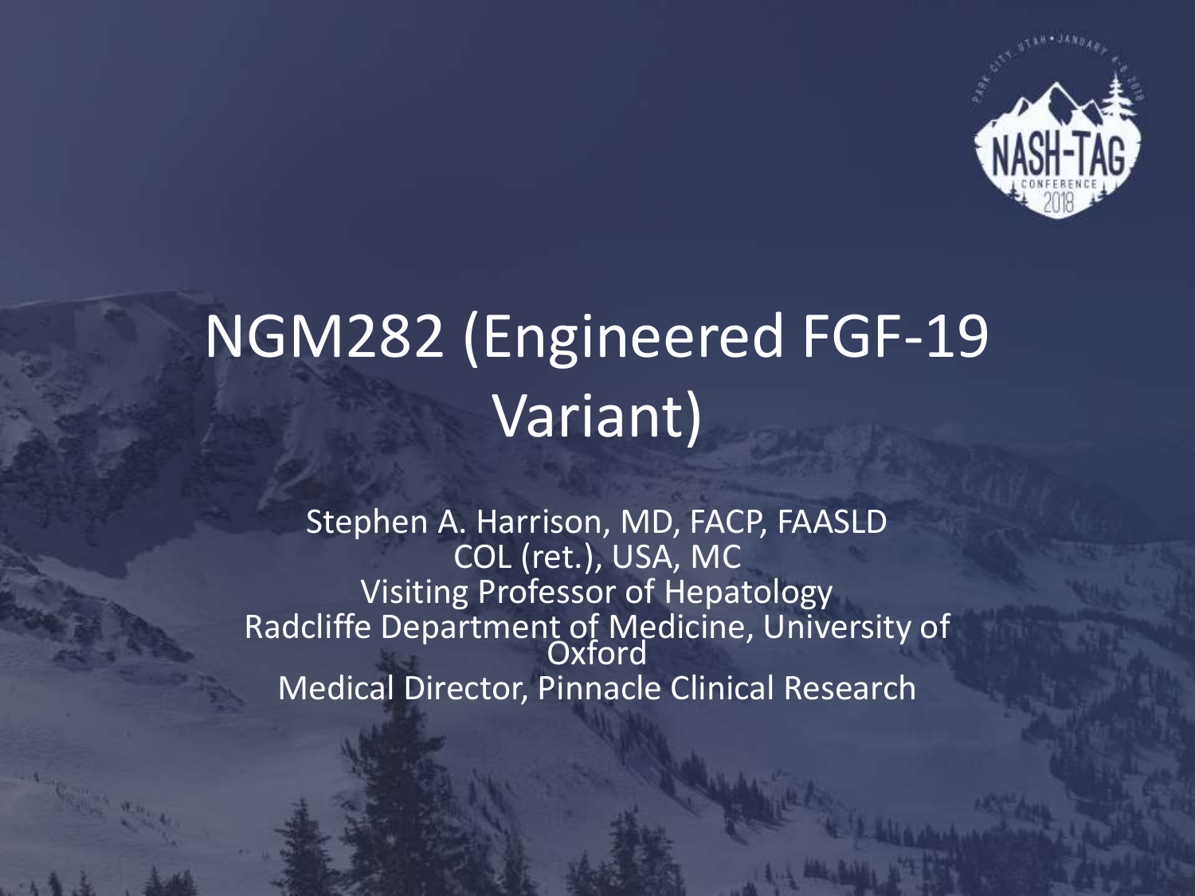# NGM282 (Engineered FGF-19 Variant)

Stephen A. Harrison, MD, FACP, FAASLD
COL (ret.), USA, MC
Visiting Professor of Hepatology
Radcliffe Department of Medicine, University of Oxford
Medical Director, Pinnacle Clinical Research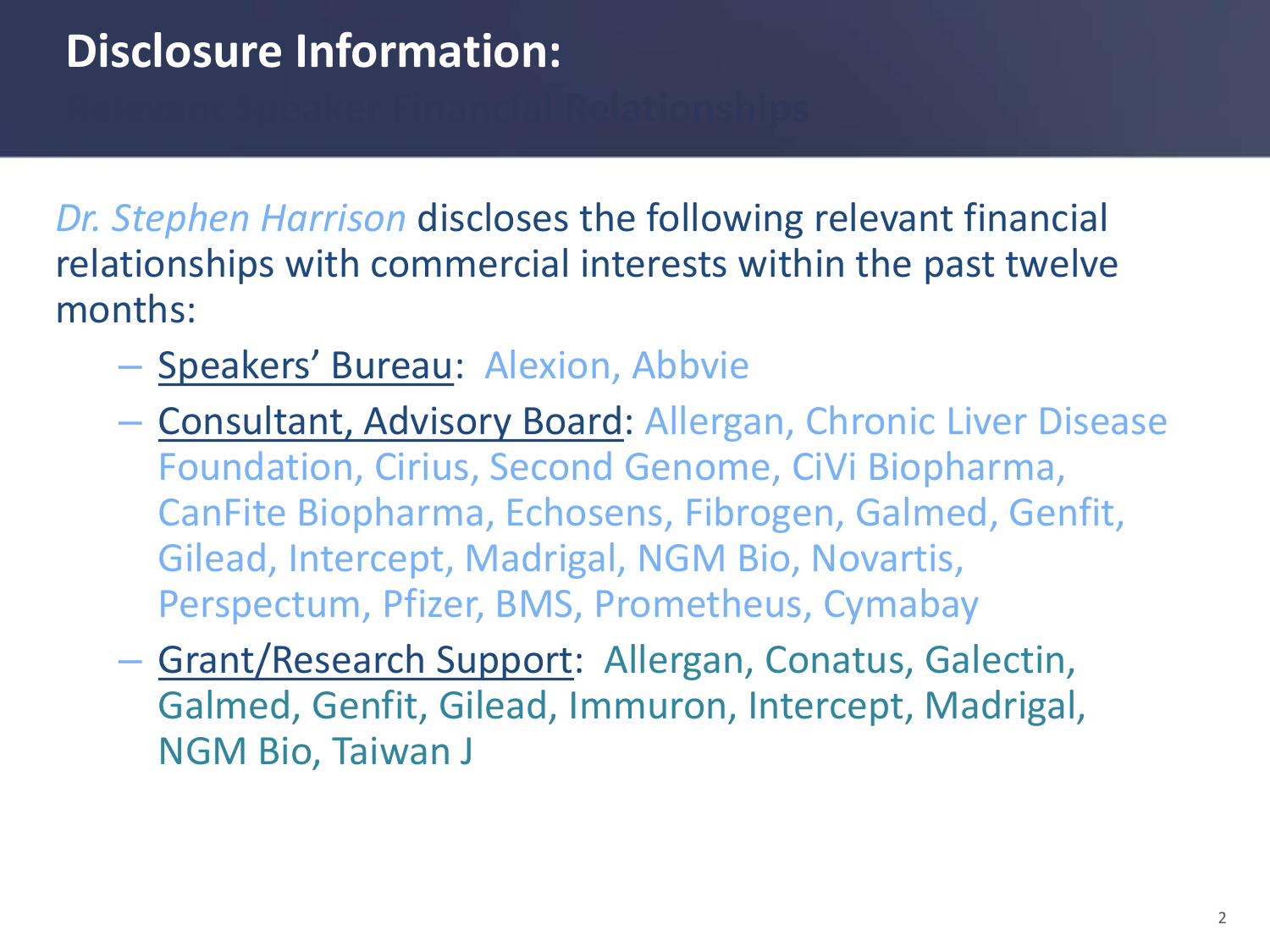# Disclosure Information:

*Dr. Stephen Harrison* discloses the following relevant financial relationships with commercial interests within the past twelve months:

- Speakers' Bureau: Alexion, Abbvie
- Consultant, Advisory Board: Allergan, Chronic Liver Disease Foundation, Cirius, Second Genome, CiVi Biopharma, CanFite Biopharma, Echosens, Fibrogen, Galmed, Genfit, Gilead, Intercept, Madrigal, NGM Bio, Novartis, Perspectum, Pfizer, BMS, Prometheus, Cymabay
- Grant/Research Support: Allergan, Conatus, Galectin, Galmed, Genfit, Gilead, Immuron, Intercept, Madrigal, NGM Bio, Taiwan J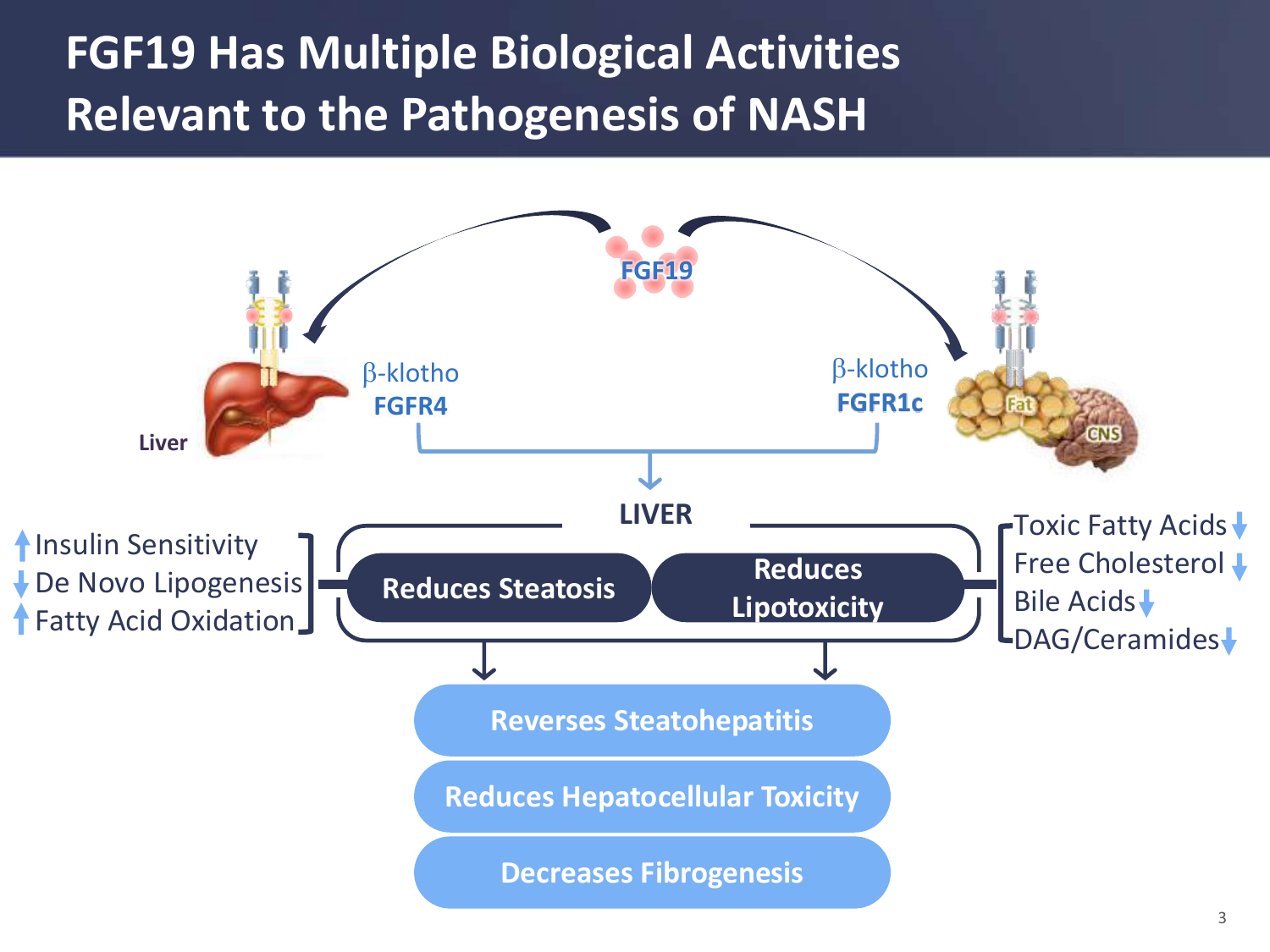# FGF19 Has Multiple Biological Activities Relevant to the Pathogenesis of NASH

FGF19

Liver

β-klotho
**FGFR4**

β-klotho
**FGFR1c**

Fat

CNS

**LIVER**

- ↑ Insulin Sensitivity
- ↓ De Novo Lipogenesis
- ↑ Fatty Acid Oxidation

**Reduces Steatosis**

**Reduces Lipotoxicity**

- Toxic Fatty Acids ↓
- Free Cholesterol ↓
- Bile Acids ↓
- DAG/Ceramides ↓

**Reverses Steatohepatitis**

**Reduces Hepatocellular Toxicity**

**Decreases Fibrogenesis**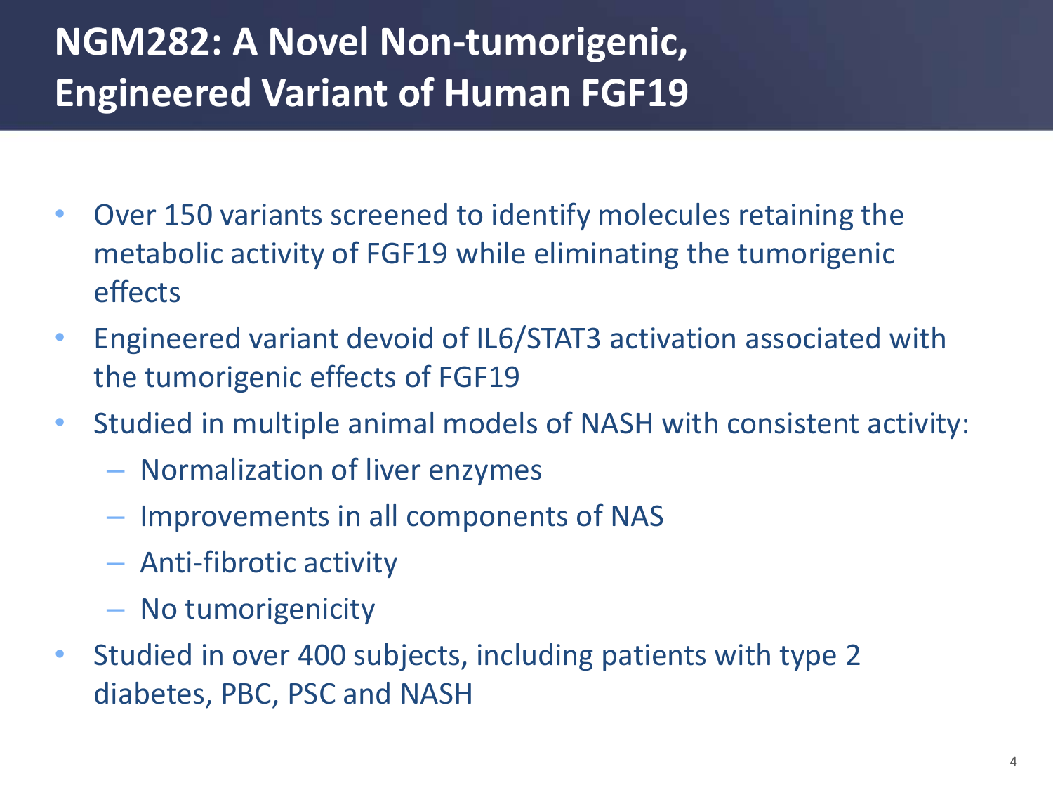# NGM282: A Novel Non-tumorigenic, Engineered Variant of Human FGF19

- Over 150 variants screened to identify molecules retaining the metabolic activity of FGF19 while eliminating the tumorigenic effects
- Engineered variant devoid of IL6/STAT3 activation associated with the tumorigenic effects of FGF19
- Studied in multiple animal models of NASH with consistent activity:
  - Normalization of liver enzymes
  - Improvements in all components of NAS
  - Anti-fibrotic activity
  - No tumorigenicity
- Studied in over 400 subjects, including patients with type 2 diabetes, PBC, PSC and NASH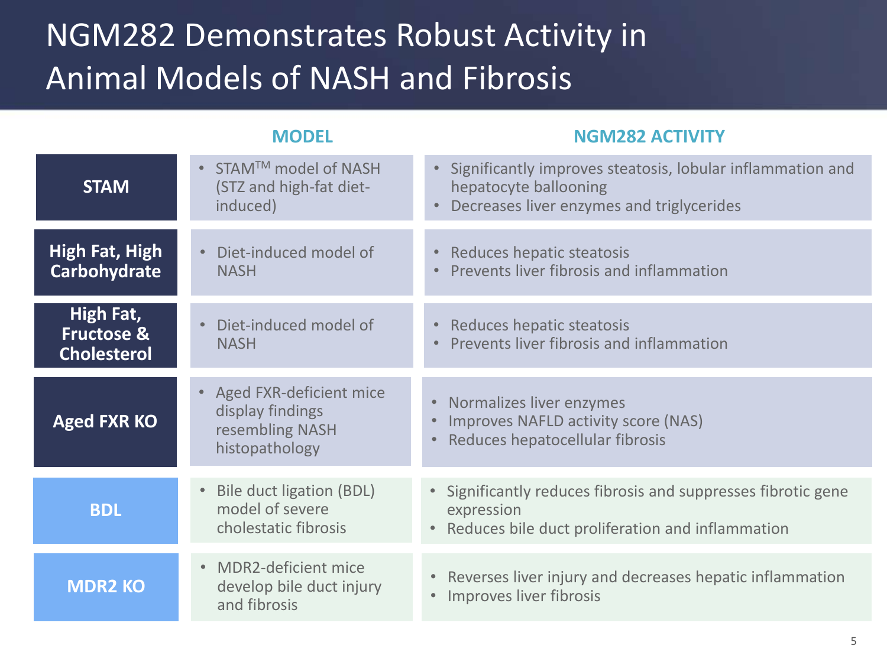# NGM282 Demonstrates Robust Activity in Animal Models of NASH and Fibrosis

| | MODEL | NGM282 ACTIVITY |
|---|---|---|
| **STAM** | • STAM™ model of NASH (STZ and high-fat diet-induced) | • Significantly improves steatosis, lobular inflammation and hepatocyte ballooning<br>• Decreases liver enzymes and triglycerides |
| **High Fat, High Carbohydrate** | • Diet-induced model of NASH | • Reduces hepatic steatosis<br>• Prevents liver fibrosis and inflammation |
| **High Fat, Fructose & Cholesterol** | • Diet-induced model of NASH | • Reduces hepatic steatosis<br>• Prevents liver fibrosis and inflammation |
| **Aged FXR KO** | • Aged FXR-deficient mice display findings resembling NASH histopathology | • Normalizes liver enzymes<br>• Improves NAFLD activity score (NAS)<br>• Reduces hepatocellular fibrosis |
| **BDL** | • Bile duct ligation (BDL) model of severe cholestatic fibrosis | • Significantly reduces fibrosis and suppresses fibrotic gene expression<br>• Reduces bile duct proliferation and inflammation |
| **MDR2 KO** | • MDR2-deficient mice develop bile duct injury and fibrosis | • Reverses liver injury and decreases hepatic inflammation<br>• Improves liver fibrosis |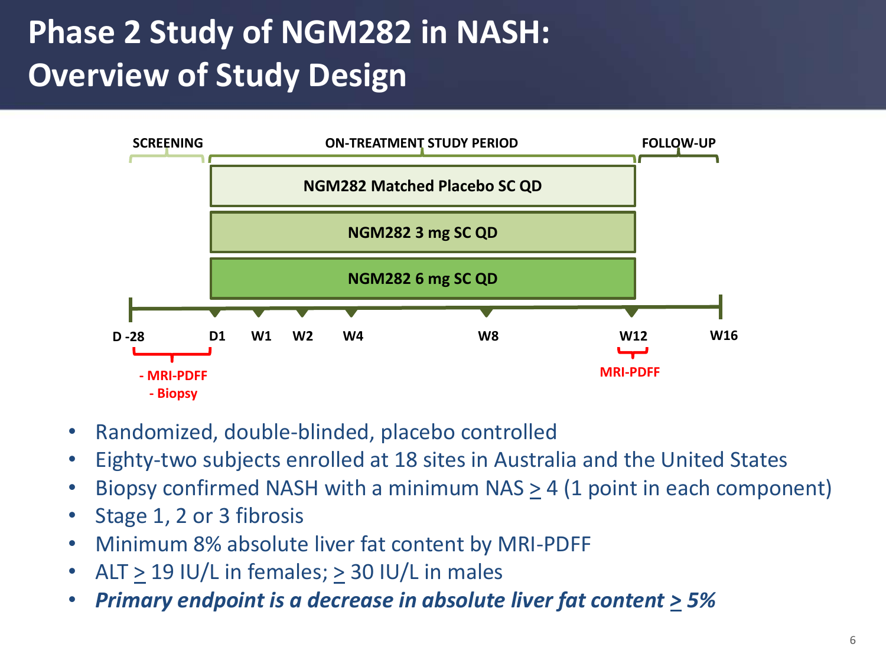# Phase 2 Study of NGM282 in NASH: Overview of Study Design

SCREENING | ON-TREATMENT STUDY PERIOD | FOLLOW-UP

- NGM282 Matched Placebo SC QD
- NGM282 3 mg SC QD
- NGM282 6 mg SC QD

D -28 | D1 | W1 | W2 | W4 | W8 | W12 | W16

- MRI-PDFF
- Biopsy

MRI-PDFF

- Randomized, double-blinded, placebo controlled
- Eighty-two subjects enrolled at 18 sites in Australia and the United States
- Biopsy confirmed NASH with a minimum NAS ≥ 4 (1 point in each component)
- Stage 1, 2 or 3 fibrosis
- Minimum 8% absolute liver fat content by MRI-PDFF
- ALT ≥ 19 IU/L in females; ≥ 30 IU/L in males
- ***Primary endpoint is a decrease in absolute liver fat content ≥ 5%***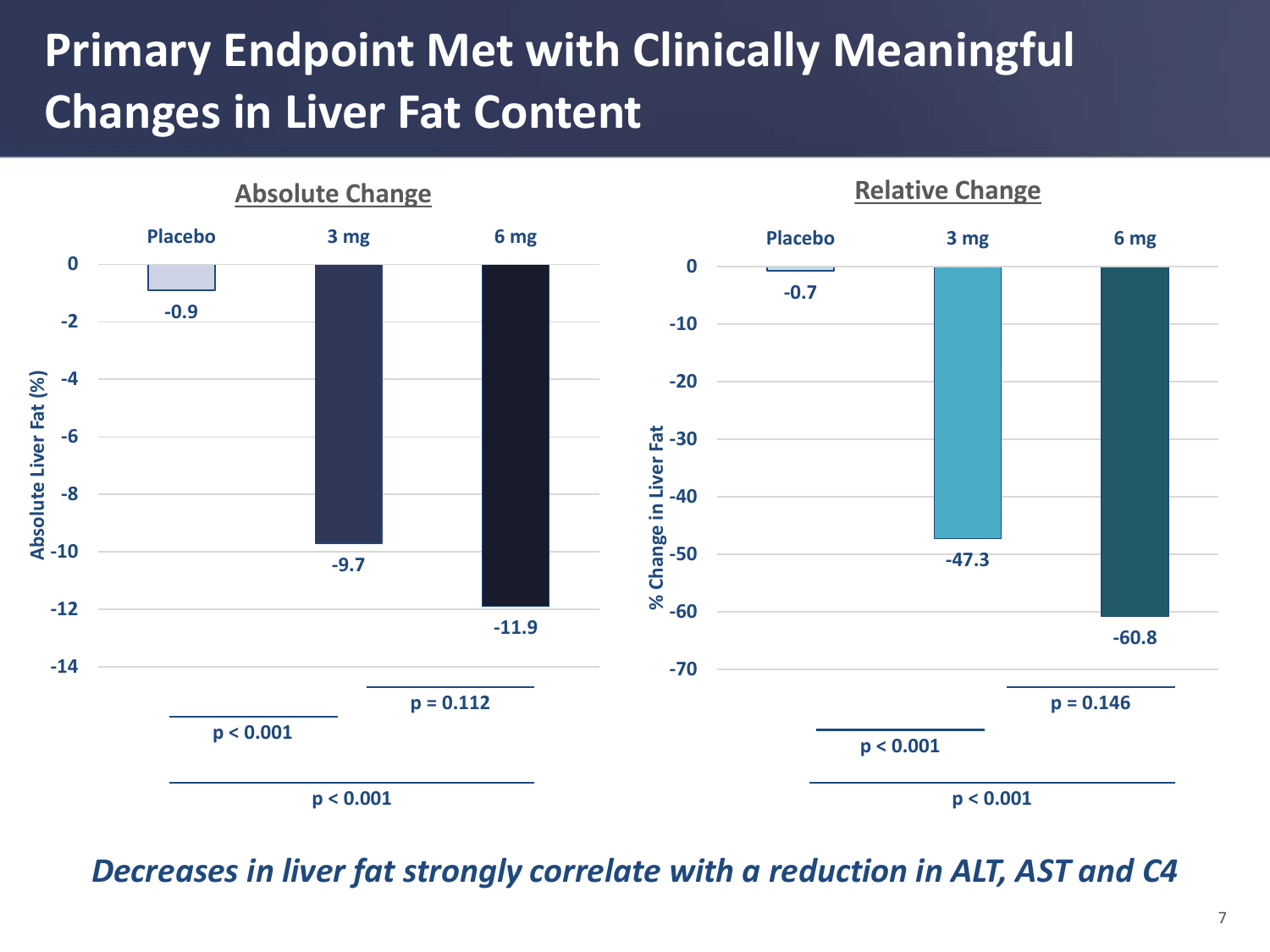# Primary Endpoint Met with Clinically Meaningful Changes in Liver Fat Content

## Absolute Change

| | Placebo | 3 mg | 6 mg |
|---|---|---|---|
| Absolute Liver Fat (%) | -0.9 | -9.7 | -11.9 |

- Placebo vs 3 mg: $p < 0.001$
- 3 mg vs 6 mg: $p = 0.112$
- Placebo vs 6 mg: $p < 0.001$

## Relative Change

| | Placebo | 3 mg | 6 mg |
|---|---|---|---|
| % Change in Liver Fat | -0.7 | -47.3 | -60.8 |

- Placebo vs 3 mg: $p < 0.001$
- 3 mg vs 6 mg: $p = 0.146$
- Placebo vs 6 mg: $p < 0.001$

***Decreases in liver fat strongly correlate with a reduction in ALT, AST and C4***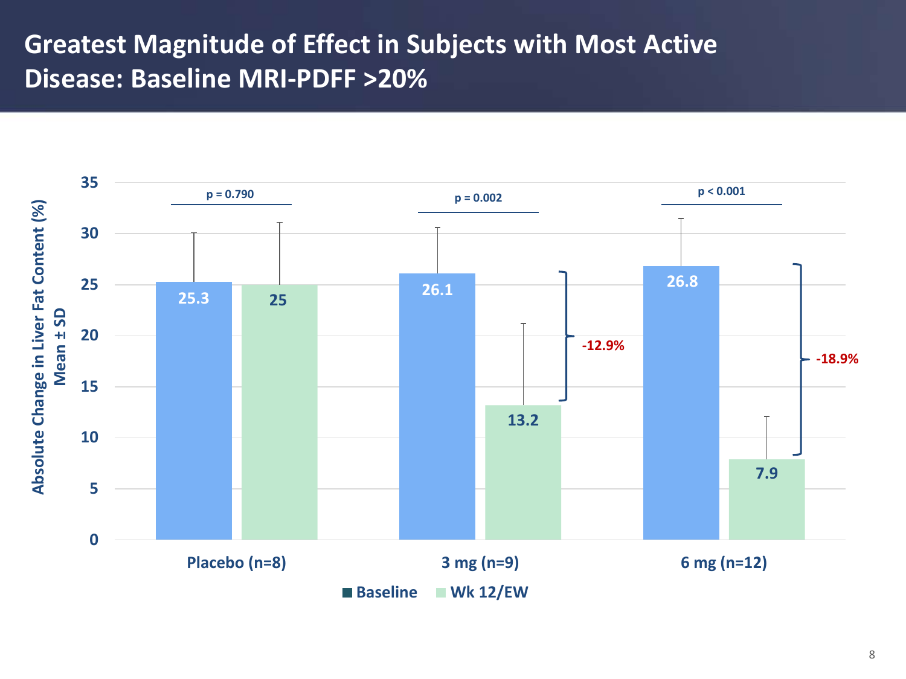# Greatest Magnitude of Effect in Subjects with Most Active Disease: Baseline MRI-PDFF >20%

Absolute Change in Liver Fat Content (%) Mean ± SD

| Group | Baseline | Wk 12/EW | Change | p-value |
|---|---|---|---|---|
| Placebo (n=8) | 25.3 | 25 | | p = 0.790 |
| 3 mg (n=9) | 26.1 | 13.2 | -12.9% | p = 0.002 |
| 6 mg (n=12) | 26.8 | 7.9 | -18.9% | p < 0.001 |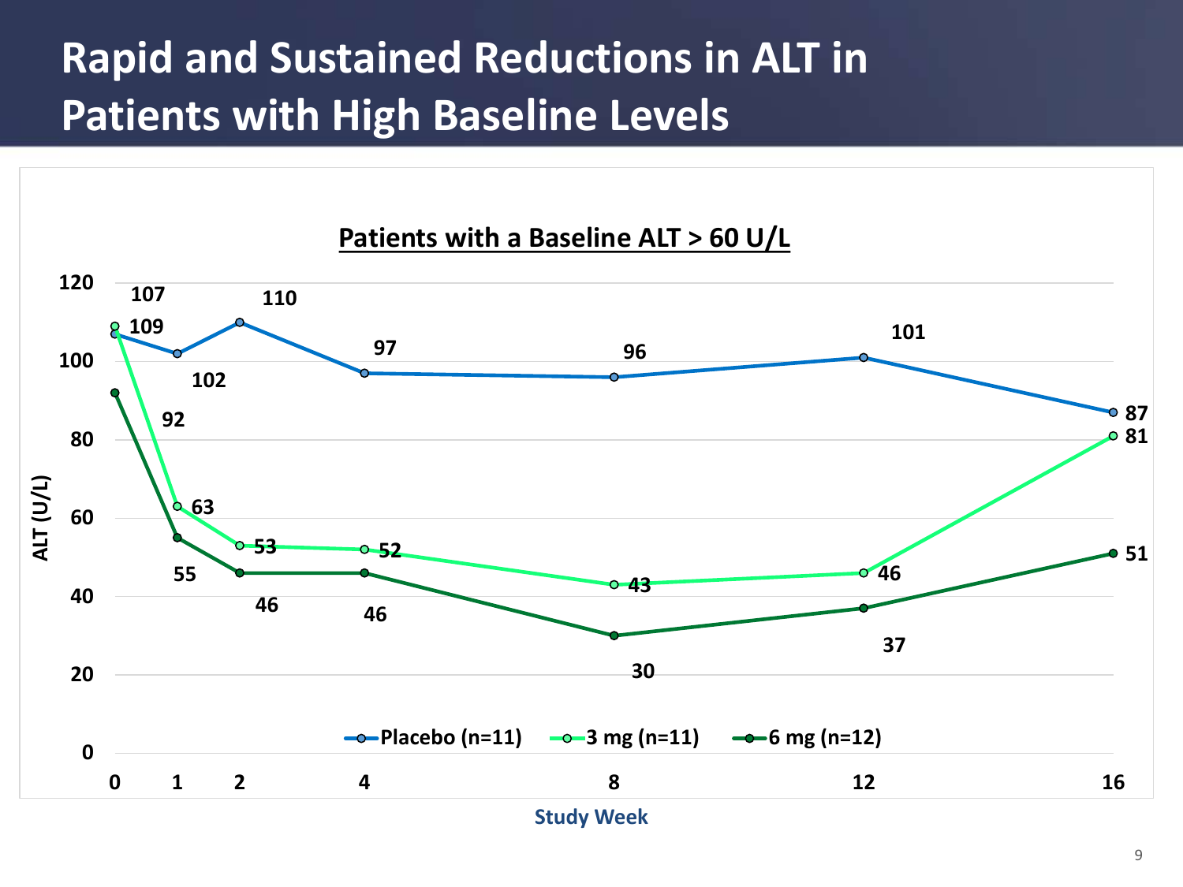# Rapid and Sustained Reductions in ALT in Patients with High Baseline Levels

**Patients with a Baseline ALT > 60 U/L**

| Study Week | Placebo (n=11) | 3 mg (n=11) | 6 mg (n=12) |
|---|---|---|---|
| 0 | 107 | 109 | 92 |
| 1 | 102 | 63 | 55 |
| 2 | 110 | 53 | 46 |
| 4 | 97 | 52 | 46 |
| 8 | 96 | 43 | 30 |
| 12 | 101 | 46 | 37 |
| 16 | 87 | 81 | 51 |

ALT (U/L)

Study Week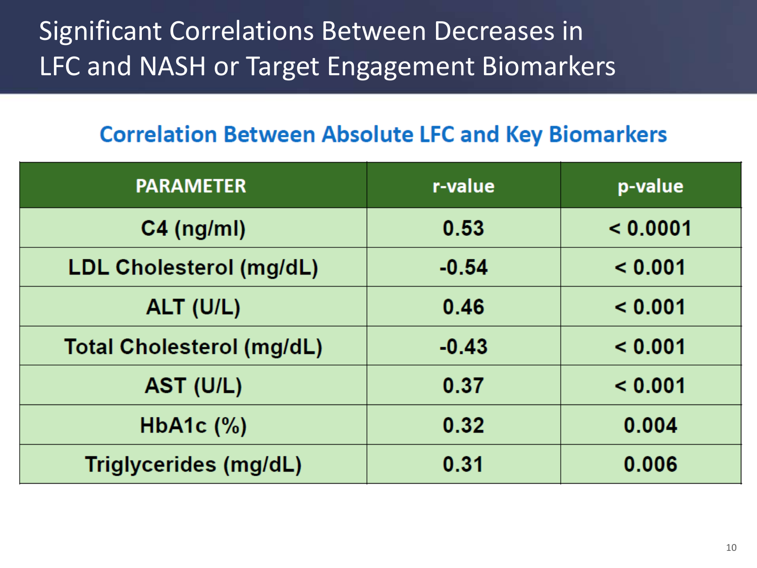# Significant Correlations Between Decreases in LFC and NASH or Target Engagement Biomarkers

## Correlation Between Absolute LFC and Key Biomarkers

| PARAMETER | r-value | p-value |
|---|---|---|
| C4 (ng/ml) | 0.53 | < 0.0001 |
| LDL Cholesterol (mg/dL) | -0.54 | < 0.001 |
| ALT (U/L) | 0.46 | < 0.001 |
| Total Cholesterol (mg/dL) | -0.43 | < 0.001 |
| AST (U/L) | 0.37 | < 0.001 |
| HbA1c (%) | 0.32 | 0.004 |
| Triglycerides (mg/dL) | 0.31 | 0.006 |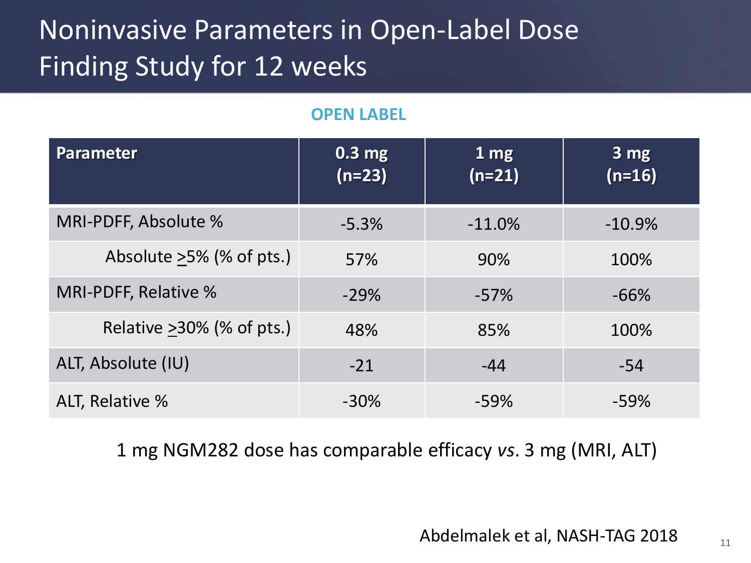# Noninvasive Parameters in Open-Label Dose Finding Study for 12 weeks

**OPEN LABEL**

| Parameter | 0.3 mg (n=23) | 1 mg (n=21) | 3 mg (n=16) |
|---|---|---|---|
| MRI-PDFF, Absolute % | -5.3% | -11.0% | -10.9% |
| Absolute ≥5% (% of pts.) | 57% | 90% | 100% |
| MRI-PDFF, Relative % | -29% | -57% | -66% |
| Relative ≥30% (% of pts.) | 48% | 85% | 100% |
| ALT, Absolute (IU) | -21 | -44 | -54 |
| ALT, Relative % | -30% | -59% | -59% |

1 mg NGM282 dose has comparable efficacy *vs*. 3 mg (MRI, ALT)

Abdelmalek et al, NASH-TAG 2018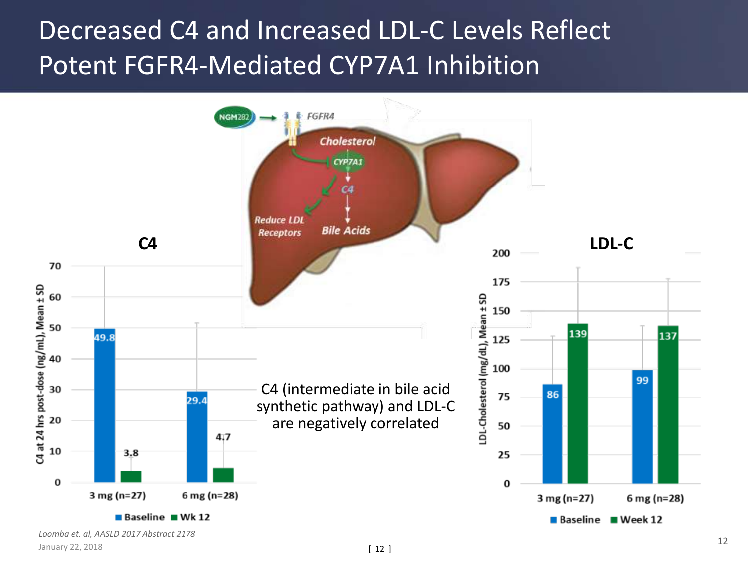# Decreased C4 and Increased LDL-C Levels Reflect Potent FGFR4-Mediated CYP7A1 Inhibition

NGM282 → FGFR4

Cholesterol → CYP7A1 → C4 → Bile Acids

Reduce LDL Receptors

**C4**

C4 at 24 hrs post-dose (ng/mL), Mean ± SD

| | Baseline | Wk 12 |
|---|---|---|
| 3 mg (n=27) | 49.8 | 3.8 |
| 6 mg (n=28) | 29.4 | 4.7 |

C4 (intermediate in bile acid synthetic pathway) and LDL-C are negatively correlated

**LDL-C**

LDL-Cholesterol (mg/dL), Mean ± SD

| | Baseline | Week 12 |
|---|---|---|
| 3 mg (n=27) | 86 | 139 |
| 6 mg (n=28) | 99 | 137 |

*Loomba et. al, AASLD 2017 Abstract 2178*

January 22, 2018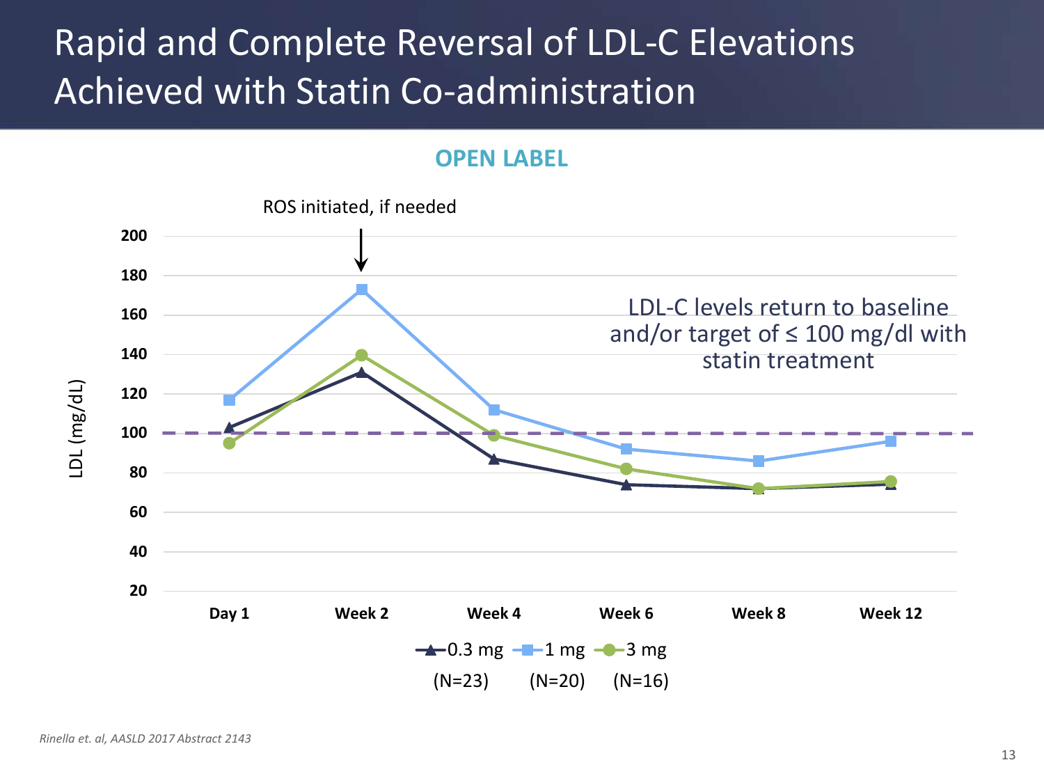# Rapid and Complete Reversal of LDL-C Elevations Achieved with Statin Co-administration

**OPEN LABEL**

ROS initiated, if needed

LDL-C levels return to baseline and/or target of ≤ 100 mg/dl with statin treatment

LDL (mg/dL)

200
180
160
140
120
100
80
60
40
20

Day 1 | Week 2 | Week 4 | Week 6 | Week 8 | Week 12

0.3 mg (N=23) | 1 mg (N=20) | 3 mg (N=16)

*Rinella et. al, AASLD 2017 Abstract 2143*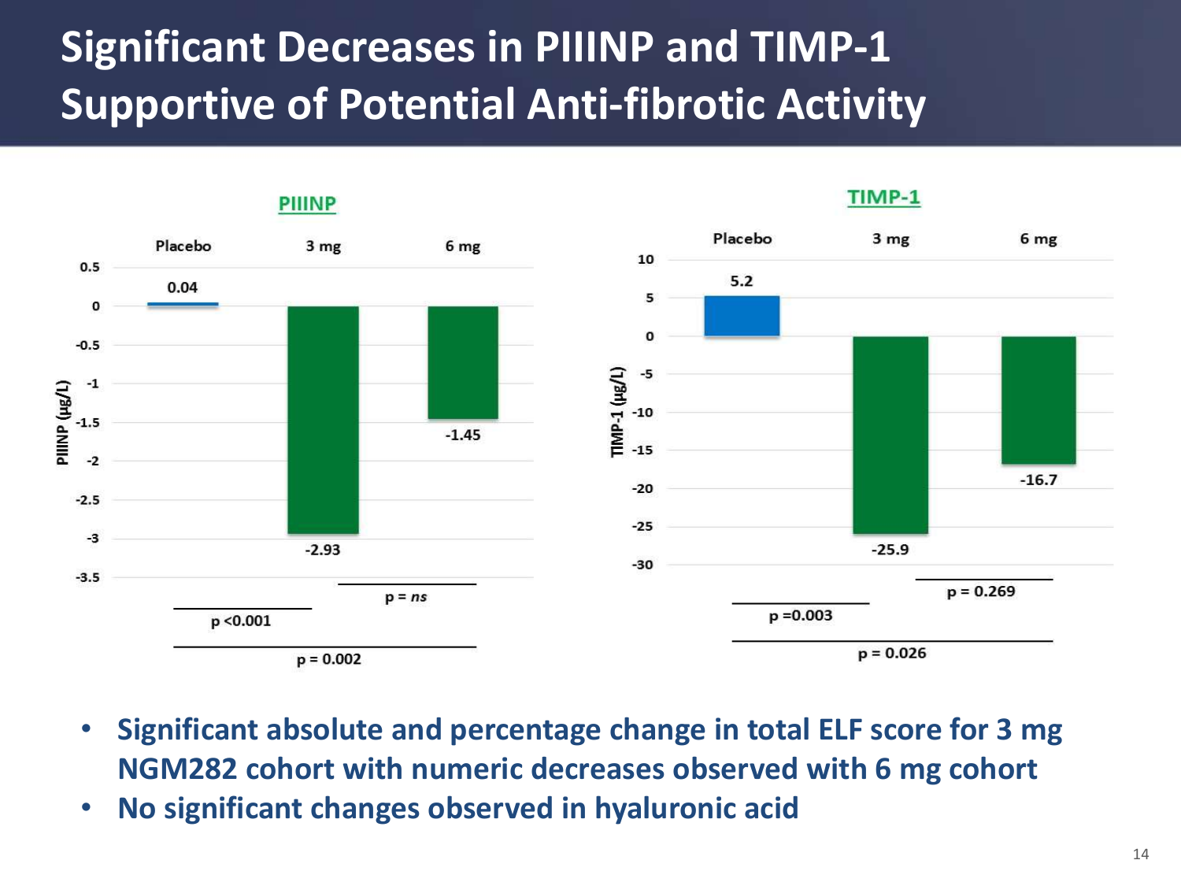# Significant Decreases in PIIINP and TIMP-1 Supportive of Potential Anti-fibrotic Activity

**PIIINP**

| | Placebo | 3 mg | 6 mg |
|---|---|---|---|
| PIIINP (µg/L) | 0.04 | -2.93 | -1.45 |

- Placebo vs 3 mg: p <0.001
- 3 mg vs 6 mg: p = *ns*
- Placebo vs 6 mg: p = 0.002

**TIMP-1**

| | Placebo | 3 mg | 6 mg |
|---|---|---|---|
| TIMP-1 (µg/L) | 5.2 | -25.9 | -16.7 |

- Placebo vs 3 mg: p =0.003
- 3 mg vs 6 mg: p = 0.269
- Placebo vs 6 mg: p = 0.026

- **Significant absolute and percentage change in total ELF score for 3 mg NGM282 cohort with numeric decreases observed with 6 mg cohort**
- **No significant changes observed in hyaluronic acid**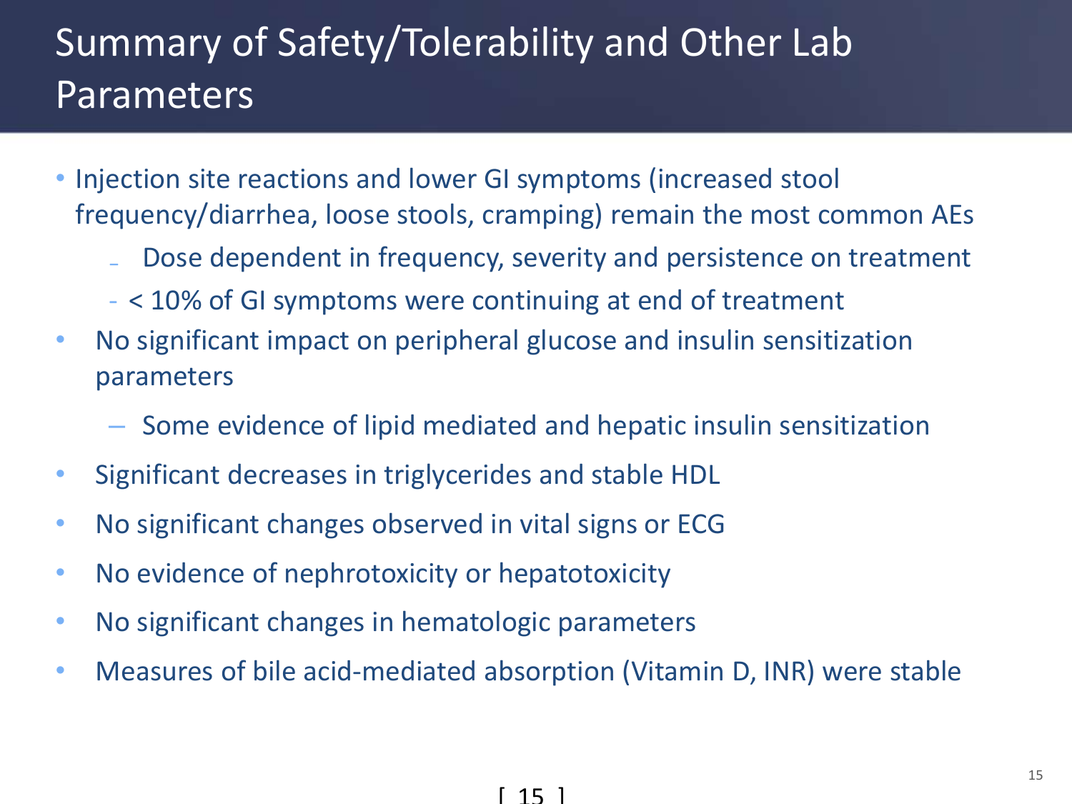# Summary of Safety/Tolerability and Other Lab Parameters

- Injection site reactions and lower GI symptoms (increased stool frequency/diarrhea, loose stools, cramping) remain the most common AEs
  - Dose dependent in frequency, severity and persistence on treatment
  - < 10% of GI symptoms were continuing at end of treatment
- No significant impact on peripheral glucose and insulin sensitization parameters
  - Some evidence of lipid mediated and hepatic insulin sensitization
- Significant decreases in triglycerides and stable HDL
- No significant changes observed in vital signs or ECG
- No evidence of nephrotoxicity or hepatotoxicity
- No significant changes in hematologic parameters
- Measures of bile acid-mediated absorption (Vitamin D, INR) were stable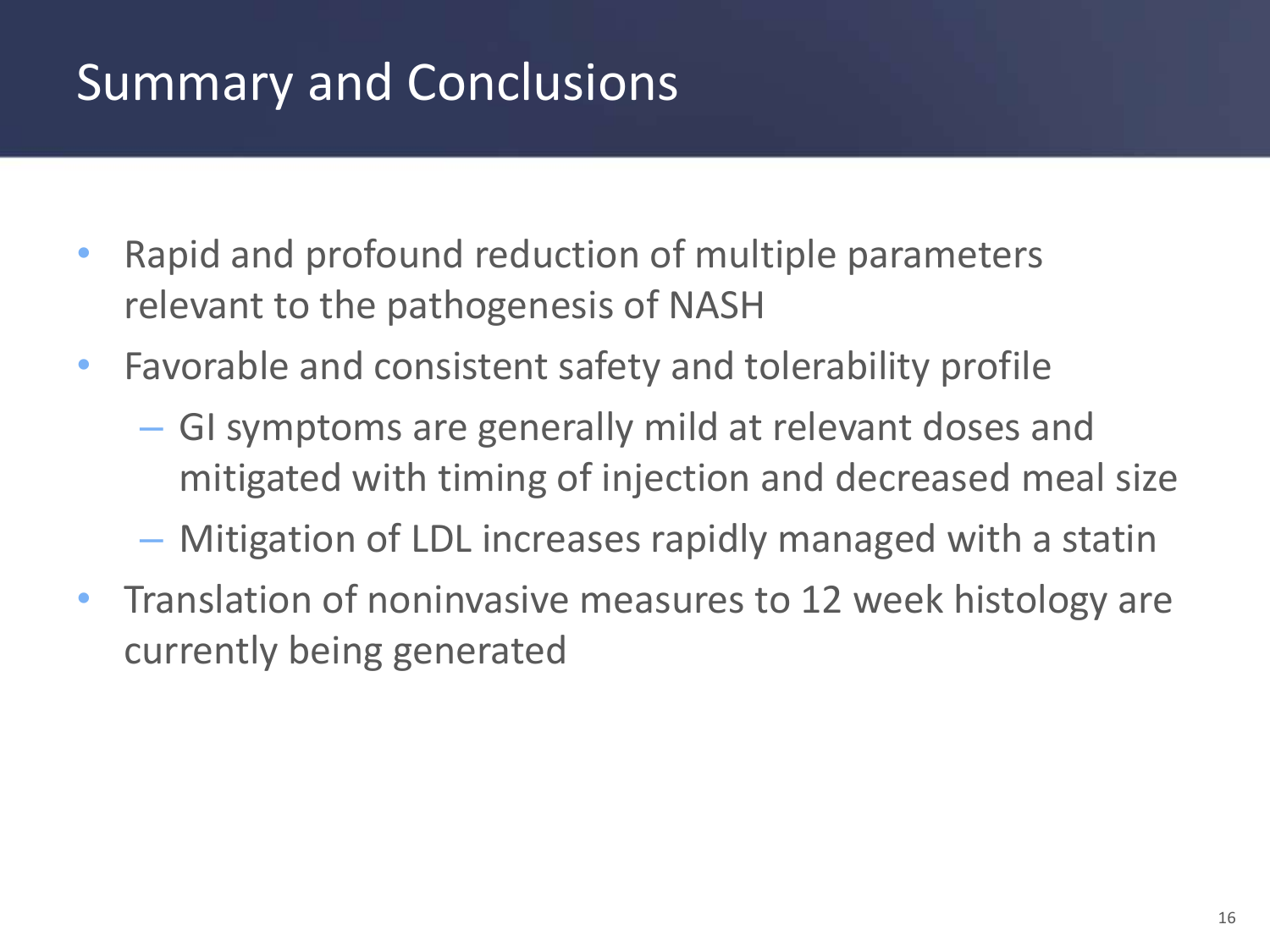# Summary and Conclusions

- Rapid and profound reduction of multiple parameters relevant to the pathogenesis of NASH
- Favorable and consistent safety and tolerability profile
  - GI symptoms are generally mild at relevant doses and mitigated with timing of injection and decreased meal size
  - Mitigation of LDL increases rapidly managed with a statin
- Translation of noninvasive measures to 12 week histology are currently being generated